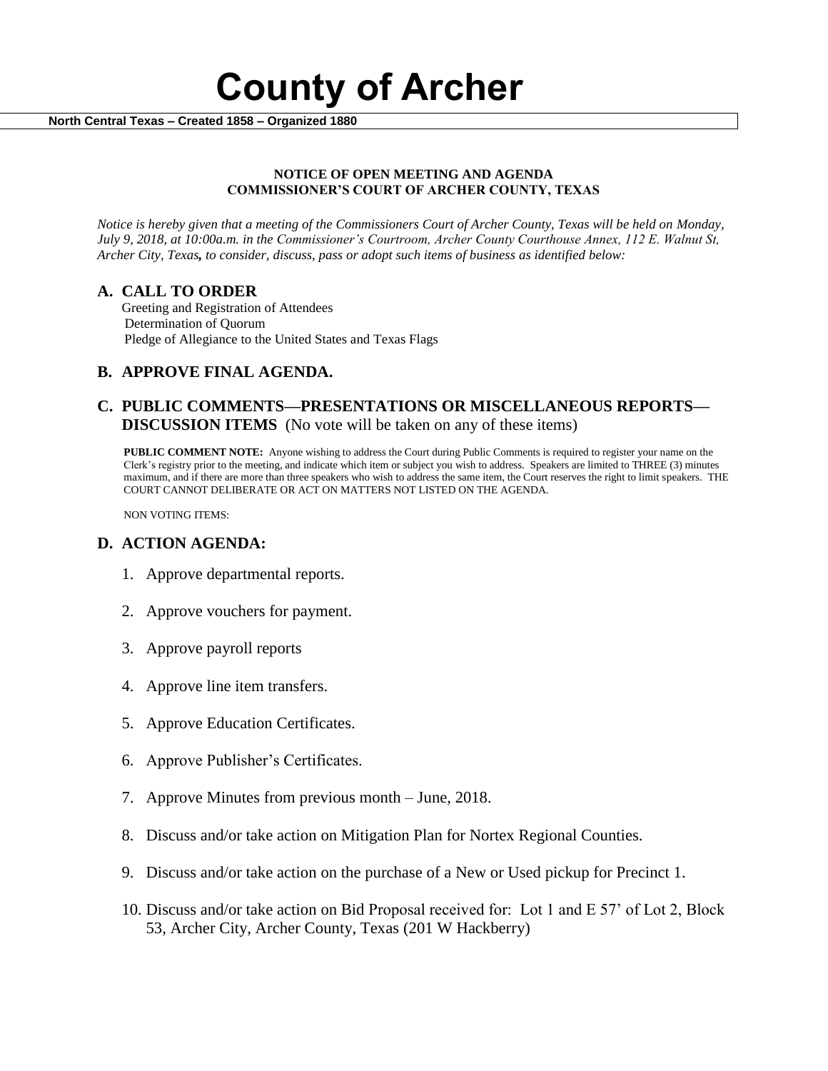# County of Archer

**North Central Texas – Created 1858 – Organized 1880**

**NOTICE OF OPEN MEETING AND AGENDA**
**COMMISSIONER'S COURT OF ARCHER COUNTY, TEXAS**

*Notice is hereby given that a meeting of the Commissioners Court of Archer County, Texas will be held on Monday, July 9, 2018, at 10:00a.m. in the Commissioner's Courtroom, Archer County Courthouse Annex, 112 E. Walnut St, Archer City, Texas, to consider, discuss, pass or adopt such items of business as identified below:*

## A. CALL TO ORDER

Greeting and Registration of Attendees
Determination of Quorum
Pledge of Allegiance to the United States and Texas Flags

## B. APPROVE FINAL AGENDA.

## C. PUBLIC COMMENTS—PRESENTATIONS OR MISCELLANEOUS REPORTS—DISCUSSION ITEMS (No vote will be taken on any of these items)

**PUBLIC COMMENT NOTE:** Anyone wishing to address the Court during Public Comments is required to register your name on the Clerk's registry prior to the meeting, and indicate which item or subject you wish to address. Speakers are limited to THREE (3) minutes maximum, and if there are more than three speakers who wish to address the same item, the Court reserves the right to limit speakers. THE COURT CANNOT DELIBERATE OR ACT ON MATTERS NOT LISTED ON THE AGENDA.

NON VOTING ITEMS:

## D. ACTION AGENDA:

1. Approve departmental reports.
2. Approve vouchers for payment.
3. Approve payroll reports
4. Approve line item transfers.
5. Approve Education Certificates.
6. Approve Publisher's Certificates.
7. Approve Minutes from previous month – June, 2018.
8. Discuss and/or take action on Mitigation Plan for Nortex Regional Counties.
9. Discuss and/or take action on the purchase of a New or Used pickup for Precinct 1.
10. Discuss and/or take action on Bid Proposal received for: Lot 1 and E 57' of Lot 2, Block 53, Archer City, Archer County, Texas (201 W Hackberry)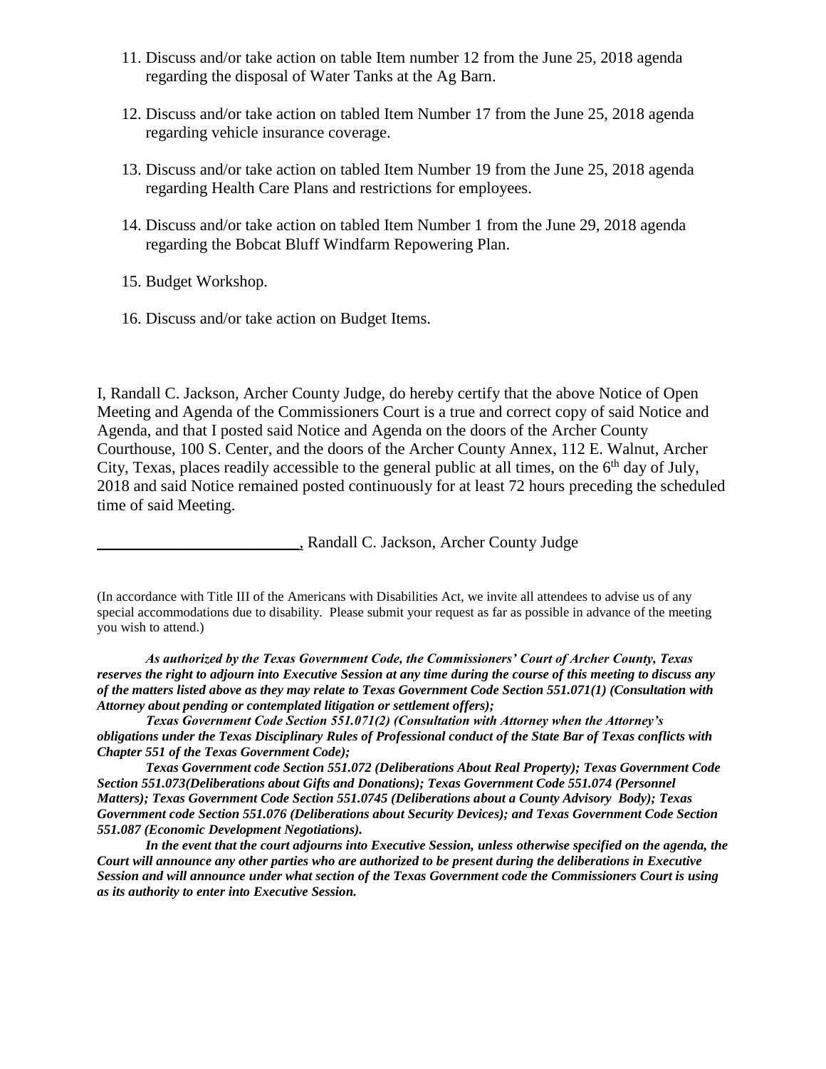11. Discuss and/or take action on table Item number 12 from the June 25, 2018 agenda regarding the disposal of Water Tanks at the Ag Barn.

12. Discuss and/or take action on tabled Item Number 17 from the June 25, 2018 agenda regarding vehicle insurance coverage.

13. Discuss and/or take action on tabled Item Number 19 from the June 25, 2018 agenda regarding Health Care Plans and restrictions for employees.

14. Discuss and/or take action on tabled Item Number 1 from the June 29, 2018 agenda regarding the Bobcat Bluff Windfarm Repowering Plan.

15. Budget Workshop.

16. Discuss and/or take action on Budget Items.

I, Randall C. Jackson, Archer County Judge, do hereby certify that the above Notice of Open Meeting and Agenda of the Commissioners Court is a true and correct copy of said Notice and Agenda, and that I posted said Notice and Agenda on the doors of the Archer County Courthouse, 100 S. Center, and the doors of the Archer County Annex, 112 E. Walnut, Archer City, Texas, places readily accessible to the general public at all times, on the 6th day of July, 2018 and said Notice remained posted continuously for at least 72 hours preceding the scheduled time of said Meeting.

__________________________, Randall C. Jackson, Archer County Judge

(In accordance with Title III of the Americans with Disabilities Act, we invite all attendees to advise us of any special accommodations due to disability. Please submit your request as far as possible in advance of the meeting you wish to attend.)

***As authorized by the Texas Government Code, the Commissioners' Court of Archer County, Texas reserves the right to adjourn into Executive Session at any time during the course of this meeting to discuss any of the matters listed above as they may relate to Texas Government Code Section 551.071(1) (Consultation with Attorney about pending or contemplated litigation or settlement offers);***

***Texas Government Code Section 551.071(2) (Consultation with Attorney when the Attorney's obligations under the Texas Disciplinary Rules of Professional conduct of the State Bar of Texas conflicts with Chapter 551 of the Texas Government Code);***

***Texas Government code Section 551.072 (Deliberations About Real Property); Texas Government Code Section 551.073(Deliberations about Gifts and Donations); Texas Government Code 551.074 (Personnel Matters); Texas Government Code Section 551.0745 (Deliberations about a County Advisory Body); Texas Government code Section 551.076 (Deliberations about Security Devices); and Texas Government Code Section 551.087 (Economic Development Negotiations).***

***In the event that the court adjourns into Executive Session, unless otherwise specified on the agenda, the Court will announce any other parties who are authorized to be present during the deliberations in Executive Session and will announce under what section of the Texas Government code the Commissioners Court is using as its authority to enter into Executive Session.***